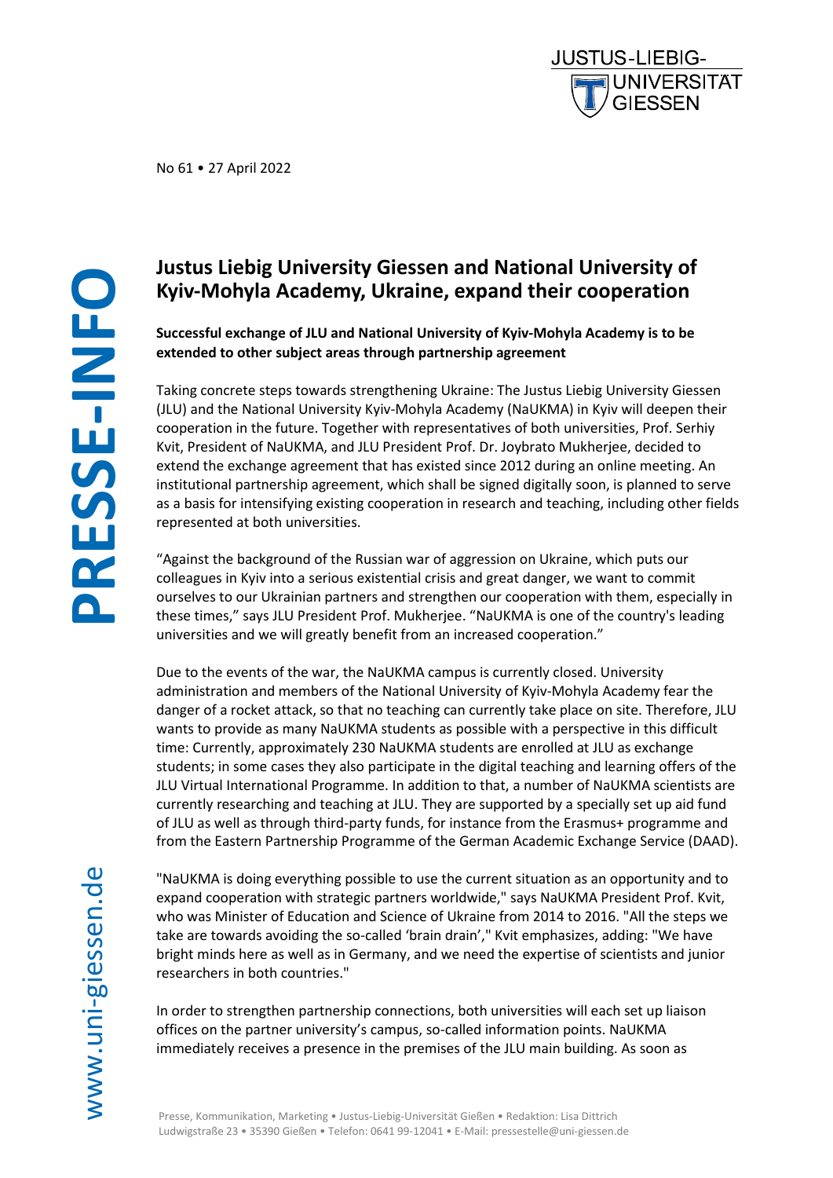No 61 • 27 April 2022

# Justus Liebig University Giessen and National University of Kyiv-Mohyla Academy, Ukraine, expand their cooperation

**Successful exchange of JLU and National University of Kyiv-Mohyla Academy is to be extended to other subject areas through partnership agreement**

Taking concrete steps towards strengthening Ukraine: The Justus Liebig University Giessen (JLU) and the National University Kyiv-Mohyla Academy (NaUKMA) in Kyiv will deepen their cooperation in the future. Together with representatives of both universities, Prof. Serhiy Kvit, President of NaUKMA, and JLU President Prof. Dr. Joybrato Mukherjee, decided to extend the exchange agreement that has existed since 2012 during an online meeting. An institutional partnership agreement, which shall be signed digitally soon, is planned to serve as a basis for intensifying existing cooperation in research and teaching, including other fields represented at both universities.

“Against the background of the Russian war of aggression on Ukraine, which puts our colleagues in Kyiv into a serious existential crisis and great danger, we want to commit ourselves to our Ukrainian partners and strengthen our cooperation with them, especially in these times,” says JLU President Prof. Mukherjee. “NaUKMA is one of the country's leading universities and we will greatly benefit from an increased cooperation.”

Due to the events of the war, the NaUKMA campus is currently closed. University administration and members of the National University of Kyiv-Mohyla Academy fear the danger of a rocket attack, so that no teaching can currently take place on site. Therefore, JLU wants to provide as many NaUKMA students as possible with a perspective in this difficult time: Currently, approximately 230 NaUKMA students are enrolled at JLU as exchange students; in some cases they also participate in the digital teaching and learning offers of the JLU Virtual International Programme. In addition to that, a number of NaUKMA scientists are currently researching and teaching at JLU. They are supported by a specially set up aid fund of JLU as well as through third-party funds, for instance from the Erasmus+ programme and from the Eastern Partnership Programme of the German Academic Exchange Service (DAAD).

"NaUKMA is doing everything possible to use the current situation as an opportunity and to expand cooperation with strategic partners worldwide," says NaUKMA President Prof. Kvit, who was Minister of Education and Science of Ukraine from 2014 to 2016. "All the steps we take are towards avoiding the so-called ‘brain drain’," Kvit emphasizes, adding: "We have bright minds here as well as in Germany, and we need the expertise of scientists and junior researchers in both countries."

In order to strengthen partnership connections, both universities will each set up liaison offices on the partner university’s campus, so-called information points. NaUKMA immediately receives a presence in the premises of the JLU main building. As soon as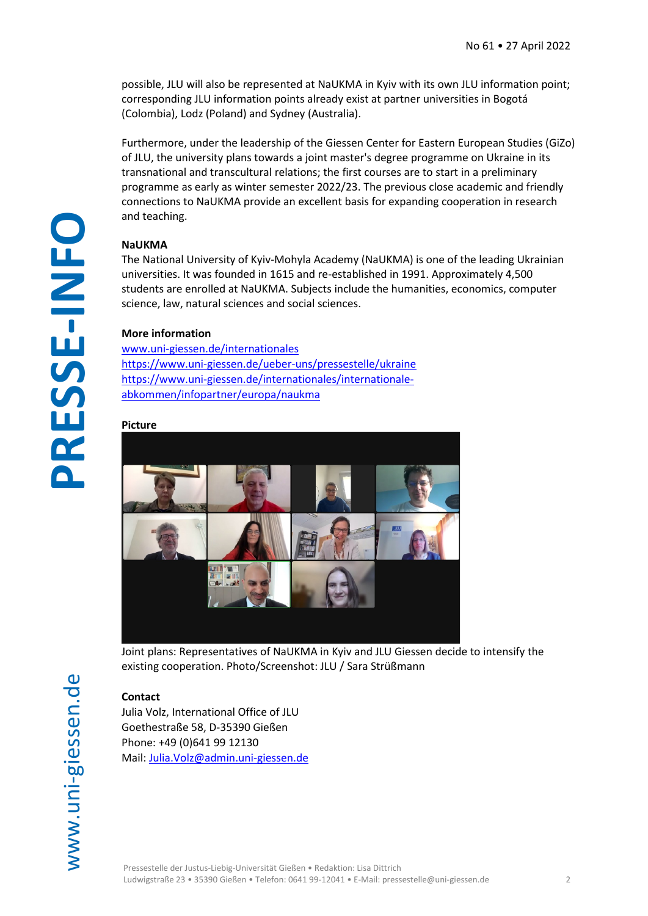possible, JLU will also be represented at NaUKMA in Kyiv with its own JLU information point; corresponding JLU information points already exist at partner universities in Bogotá (Colombia), Lodz (Poland) and Sydney (Australia).

Furthermore, under the leadership of the Giessen Center for Eastern European Studies (GiZo) of JLU, the university plans towards a joint master's degree programme on Ukraine in its transnational and transcultural relations; the first courses are to start in a preliminary programme as early as winter semester 2022/23. The previous close academic and friendly connections to NaUKMA provide an excellent basis for expanding cooperation in research and teaching.

**NaUKMA**

The National University of Kyiv-Mohyla Academy (NaUKMA) is one of the leading Ukrainian universities. It was founded in 1615 and re-established in 1991. Approximately 4,500 students are enrolled at NaUKMA. Subjects include the humanities, economics, computer science, law, natural sciences and social sciences.

**More information**

www.uni-giessen.de/internationales
https://www.uni-giessen.de/ueber-uns/pressestelle/ukraine
https://www.uni-giessen.de/internationales/internationale-abkommen/infopartner/europa/naukma

**Picture**

Joint plans: Representatives of NaUKMA in Kyiv and JLU Giessen decide to intensify the existing cooperation. Photo/Screenshot: JLU / Sara Strüßmann

**Contact**

Julia Volz, International Office of JLU
Goethestraße 58, D-35390 Gießen
Phone: +49 (0)641 99 12130
Mail: Julia.Volz@admin.uni-giessen.de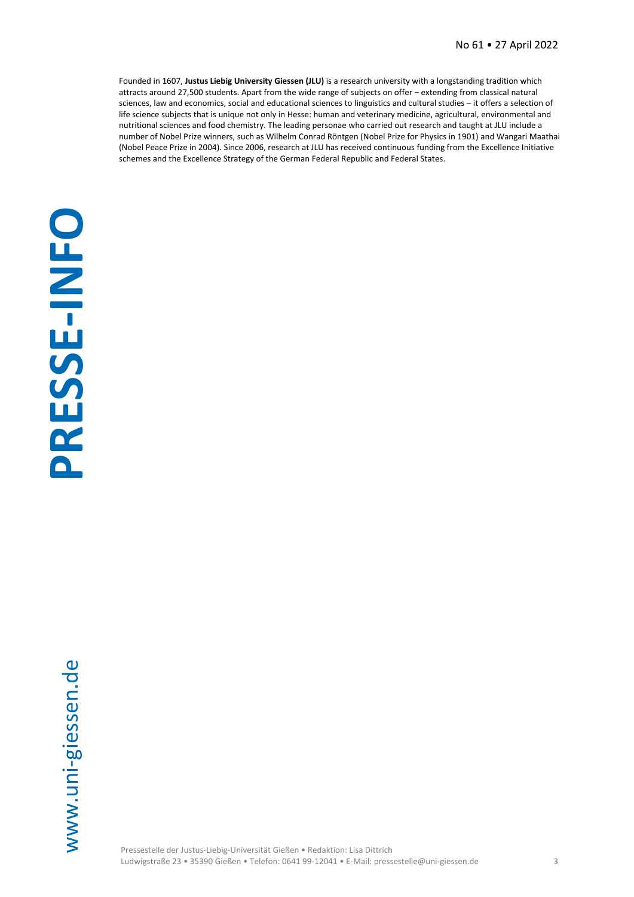Founded in 1607, **Justus Liebig University Giessen (JLU)** is a research university with a longstanding tradition which attracts around 27,500 students. Apart from the wide range of subjects on offer – extending from classical natural sciences, law and economics, social and educational sciences to linguistics and cultural studies – it offers a selection of life science subjects that is unique not only in Hesse: human and veterinary medicine, agricultural, environmental and nutritional sciences and food chemistry. The leading personae who carried out research and taught at JLU include a number of Nobel Prize winners, such as Wilhelm Conrad Röntgen (Nobel Prize for Physics in 1901) and Wangari Maathai (Nobel Peace Prize in 2004). Since 2006, research at JLU has received continuous funding from the Excellence Initiative schemes and the Excellence Strategy of the German Federal Republic and Federal States.